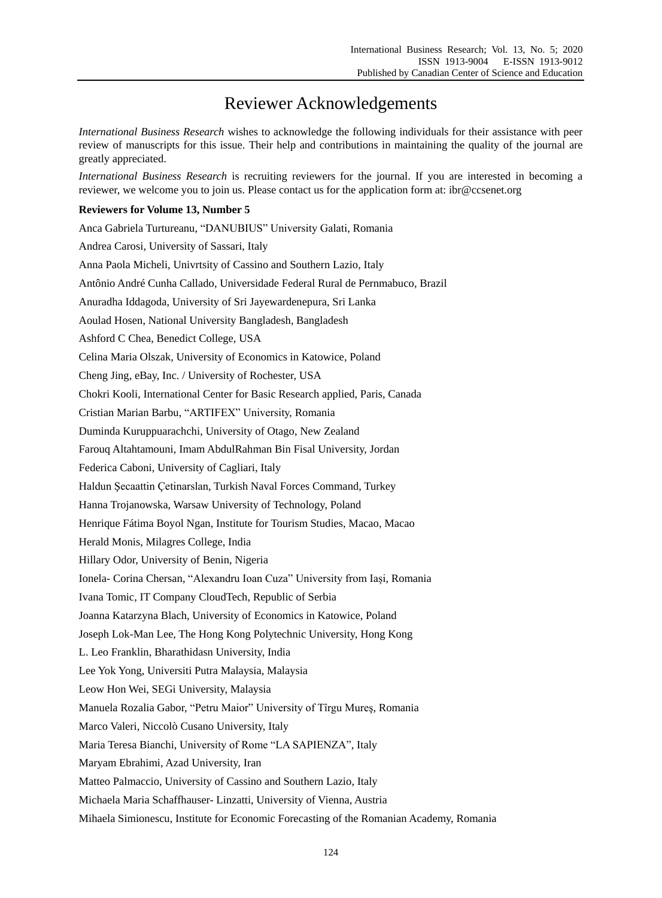# Reviewer Acknowledgements

*International Business Research* wishes to acknowledge the following individuals for their assistance with peer review of manuscripts for this issue. Their help and contributions in maintaining the quality of the journal are greatly appreciated.

*International Business Research* is recruiting reviewers for the journal. If you are interested in becoming a reviewer, we welcome you to join us. Please contact us for the application form at: ibr@ccsenet.org

**Reviewers for Volume 13, Number 5**

Anca Gabriela Turtureanu, "DANUBIUS" University Galati, Romania

Andrea Carosi, University of Sassari, Italy

Anna Paola Micheli, Univrtsity of Cassino and Southern Lazio, Italy

Antônio André Cunha Callado, Universidade Federal Rural de Pernmabuco, Brazil

Anuradha Iddagoda, University of Sri Jayewardenepura, Sri Lanka

Aoulad Hosen, National University Bangladesh, Bangladesh

Ashford C Chea, Benedict College, USA

Celina Maria Olszak, University of Economics in Katowice, Poland

Cheng Jing, eBay, Inc. / University of Rochester, USA

Chokri Kooli, International Center for Basic Research applied, Paris, Canada

Cristian Marian Barbu, "ARTIFEX" University, Romania

Duminda Kuruppuarachchi, University of Otago, New Zealand

Farouq Altahtamouni, Imam AbdulRahman Bin Fisal University, Jordan

Federica Caboni, University of Cagliari, Italy

Haldun Şecaattin Çetinarslan, Turkish Naval Forces Command, Turkey

Hanna Trojanowska, Warsaw University of Technology, Poland

Henrique Fátima Boyol Ngan, Institute for Tourism Studies, Macao, Macao

Herald Monis, Milagres College, India

Hillary Odor, University of Benin, Nigeria

Ionela- Corina Chersan, "Alexandru Ioan Cuza" University from Iași, Romania

Ivana Tomic, IT Company CloudTech, Republic of Serbia

Joanna Katarzyna Blach, University of Economics in Katowice, Poland

Joseph Lok-Man Lee, The Hong Kong Polytechnic University, Hong Kong

L. Leo Franklin, Bharathidasn University, India

Lee Yok Yong, Universiti Putra Malaysia, Malaysia

Leow Hon Wei, SEGi University, Malaysia

Manuela Rozalia Gabor, "Petru Maior" University of Tîrgu Mureş, Romania

Marco Valeri, Niccolò Cusano University, Italy

Maria Teresa Bianchi, University of Rome "LA SAPIENZA", Italy

Maryam Ebrahimi, Azad University, Iran

Matteo Palmaccio, University of Cassino and Southern Lazio, Italy

Michaela Maria Schaffhauser- Linzatti, University of Vienna, Austria

Mihaela Simionescu, Institute for Economic Forecasting of the Romanian Academy, Romania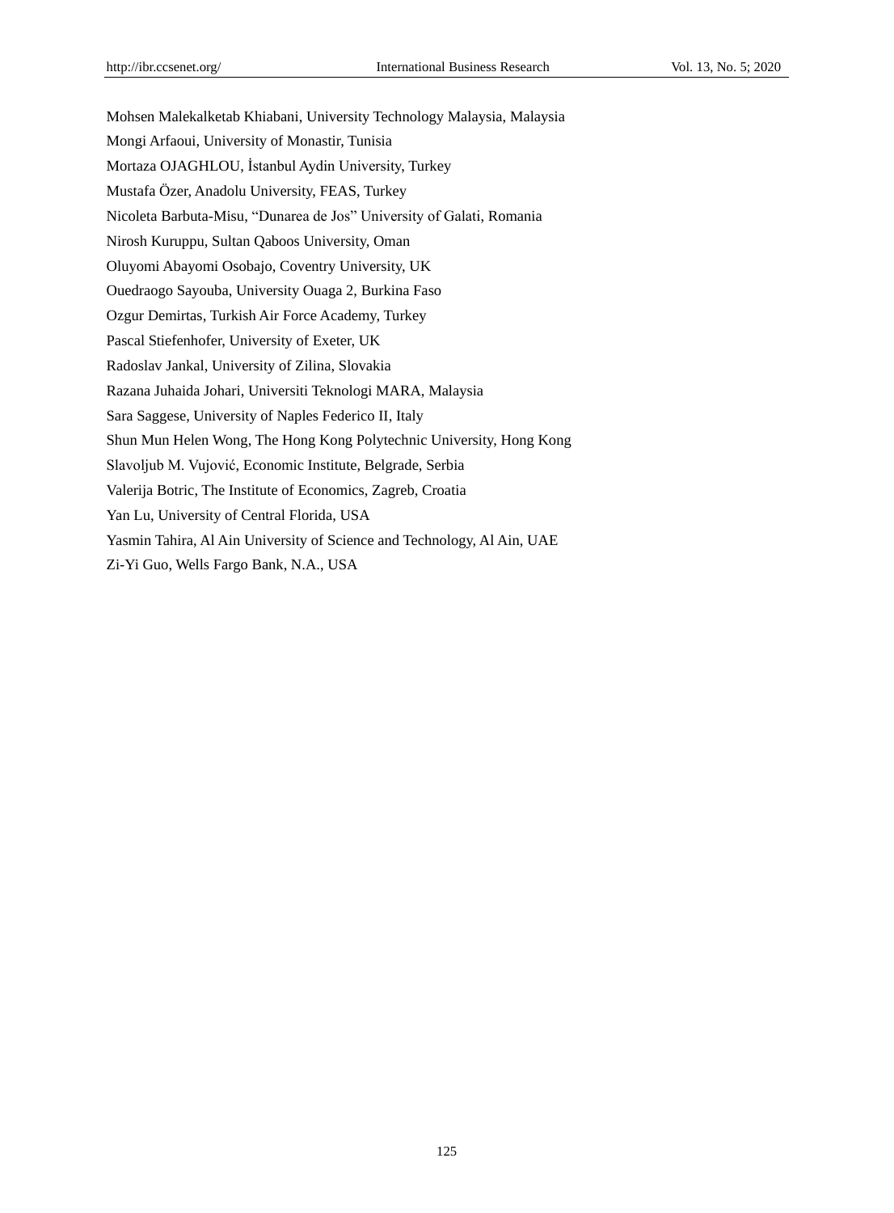Mohsen Malekalketab Khiabani, University Technology Malaysia, Malaysia

Mongi Arfaoui, University of Monastir, Tunisia

Mortaza OJAGHLOU, İstanbul Aydin University, Turkey

Mustafa Özer, Anadolu University, FEAS, Turkey

Nicoleta Barbuta-Misu, “Dunarea de Jos” University of Galati, Romania

Nirosh Kuruppu, Sultan Qaboos University, Oman

Oluyomi Abayomi Osobajo, Coventry University, UK

Ouedraogo Sayouba, University Ouaga 2, Burkina Faso

Ozgur Demirtas, Turkish Air Force Academy, Turkey

Pascal Stiefenhofer, University of Exeter, UK

Radoslav Jankal, University of Zilina, Slovakia

Razana Juhaida Johari, Universiti Teknologi MARA, Malaysia

Sara Saggese, University of Naples Federico II, Italy

Shun Mun Helen Wong, The Hong Kong Polytechnic University, Hong Kong

Slavoljub M. Vujović, Economic Institute, Belgrade, Serbia

Valerija Botric, The Institute of Economics, Zagreb, Croatia

Yan Lu, University of Central Florida, USA

Yasmin Tahira, Al Ain University of Science and Technology, Al Ain, UAE

Zi-Yi Guo, Wells Fargo Bank, N.A., USA